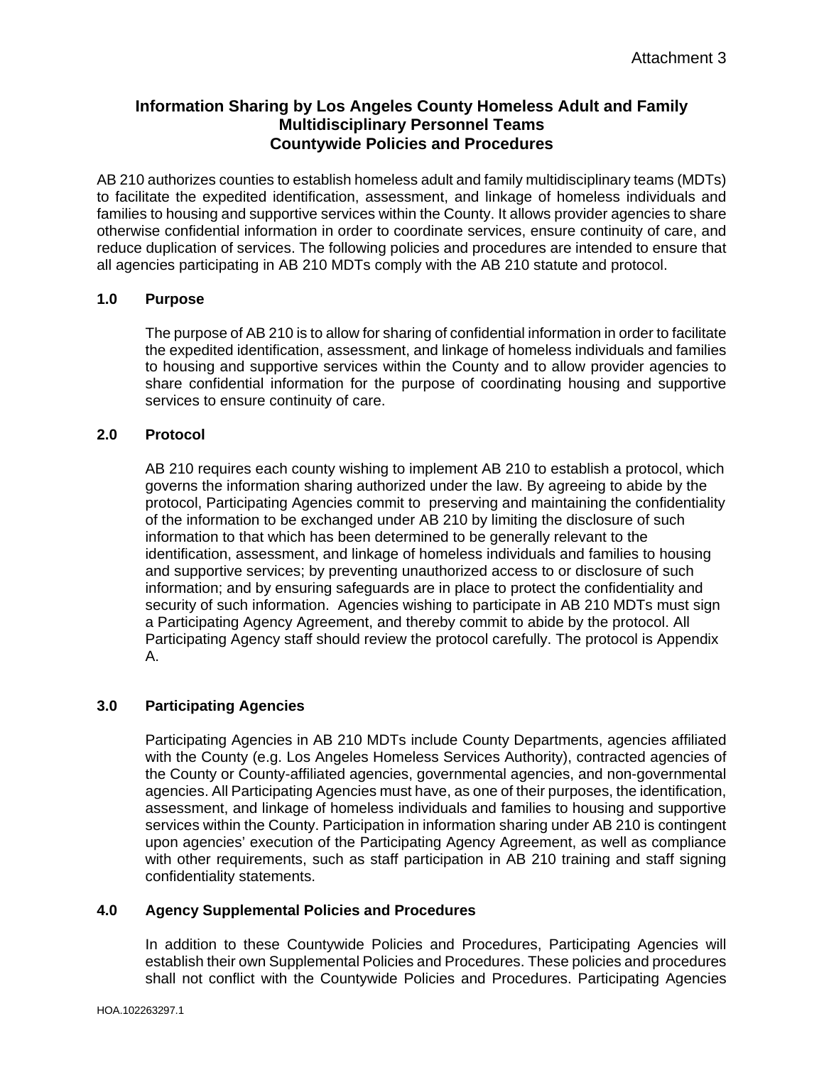Attachment 3

# Information Sharing by Los Angeles County Homeless Adult and Family Multidisciplinary Personnel Teams
## Countywide Policies and Procedures

AB 210 authorizes counties to establish homeless adult and family multidisciplinary teams (MDTs) to facilitate the expedited identification, assessment, and linkage of homeless individuals and families to housing and supportive services within the County. It allows provider agencies to share otherwise confidential information in order to coordinate services, ensure continuity of care, and reduce duplication of services. The following policies and procedures are intended to ensure that all agencies participating in AB 210 MDTs comply with the AB 210 statute and protocol.

### 1.0 Purpose

The purpose of AB 210 is to allow for sharing of confidential information in order to facilitate the expedited identification, assessment, and linkage of homeless individuals and families to housing and supportive services within the County and to allow provider agencies to share confidential information for the purpose of coordinating housing and supportive services to ensure continuity of care.

### 2.0 Protocol

AB 210 requires each county wishing to implement AB 210 to establish a protocol, which governs the information sharing authorized under the law. By agreeing to abide by the protocol, Participating Agencies commit to preserving and maintaining the confidentiality of the information to be exchanged under AB 210 by limiting the disclosure of such information to that which has been determined to be generally relevant to the identification, assessment, and linkage of homeless individuals and families to housing and supportive services; by preventing unauthorized access to or disclosure of such information; and by ensuring safeguards are in place to protect the confidentiality and security of such information. Agencies wishing to participate in AB 210 MDTs must sign a Participating Agency Agreement, and thereby commit to abide by the protocol. All Participating Agency staff should review the protocol carefully. The protocol is Appendix A.

### 3.0 Participating Agencies

Participating Agencies in AB 210 MDTs include County Departments, agencies affiliated with the County (e.g. Los Angeles Homeless Services Authority), contracted agencies of the County or County-affiliated agencies, governmental agencies, and non-governmental agencies. All Participating Agencies must have, as one of their purposes, the identification, assessment, and linkage of homeless individuals and families to housing and supportive services within the County. Participation in information sharing under AB 210 is contingent upon agencies' execution of the Participating Agency Agreement, as well as compliance with other requirements, such as staff participation in AB 210 training and staff signing confidentiality statements.

### 4.0 Agency Supplemental Policies and Procedures

In addition to these Countywide Policies and Procedures, Participating Agencies will establish their own Supplemental Policies and Procedures. These policies and procedures shall not conflict with the Countywide Policies and Procedures. Participating Agencies

HOA.102263297.1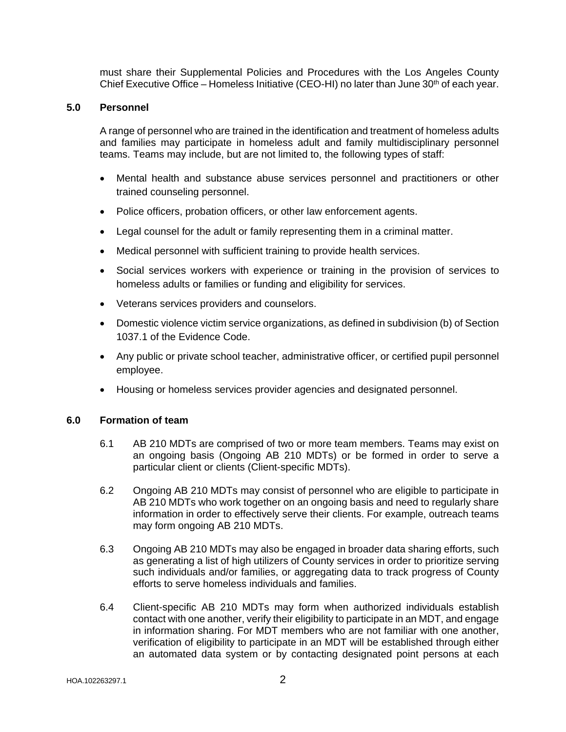must share their Supplemental Policies and Procedures with the Los Angeles County Chief Executive Office – Homeless Initiative (CEO-HI) no later than June 30th of each year.

## 5.0 Personnel

A range of personnel who are trained in the identification and treatment of homeless adults and families may participate in homeless adult and family multidisciplinary personnel teams. Teams may include, but are not limited to, the following types of staff:

- Mental health and substance abuse services personnel and practitioners or other trained counseling personnel.
- Police officers, probation officers, or other law enforcement agents.
- Legal counsel for the adult or family representing them in a criminal matter.
- Medical personnel with sufficient training to provide health services.
- Social services workers with experience or training in the provision of services to homeless adults or families or funding and eligibility for services.
- Veterans services providers and counselors.
- Domestic violence victim service organizations, as defined in subdivision (b) of Section 1037.1 of the Evidence Code.
- Any public or private school teacher, administrative officer, or certified pupil personnel employee.
- Housing or homeless services provider agencies and designated personnel.

## 6.0 Formation of team

6.1 AB 210 MDTs are comprised of two or more team members. Teams may exist on an ongoing basis (Ongoing AB 210 MDTs) or be formed in order to serve a particular client or clients (Client-specific MDTs).

6.2 Ongoing AB 210 MDTs may consist of personnel who are eligible to participate in AB 210 MDTs who work together on an ongoing basis and need to regularly share information in order to effectively serve their clients. For example, outreach teams may form ongoing AB 210 MDTs.

6.3 Ongoing AB 210 MDTs may also be engaged in broader data sharing efforts, such as generating a list of high utilizers of County services in order to prioritize serving such individuals and/or families, or aggregating data to track progress of County efforts to serve homeless individuals and families.

6.4 Client-specific AB 210 MDTs may form when authorized individuals establish contact with one another, verify their eligibility to participate in an MDT, and engage in information sharing. For MDT members who are not familiar with one another, verification of eligibility to participate in an MDT will be established through either an automated data system or by contacting designated point persons at each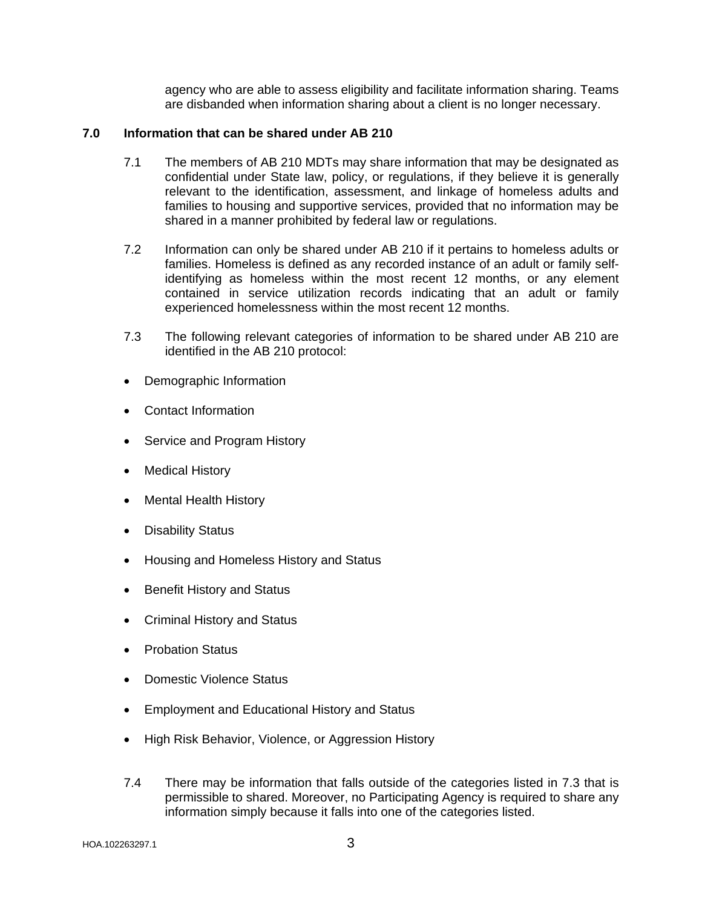agency who are able to assess eligibility and facilitate information sharing. Teams are disbanded when information sharing about a client is no longer necessary.

## 7.0 Information that can be shared under AB 210

7.1 The members of AB 210 MDTs may share information that may be designated as confidential under State law, policy, or regulations, if they believe it is generally relevant to the identification, assessment, and linkage of homeless adults and families to housing and supportive services, provided that no information may be shared in a manner prohibited by federal law or regulations.

7.2 Information can only be shared under AB 210 if it pertains to homeless adults or families. Homeless is defined as any recorded instance of an adult or family self-identifying as homeless within the most recent 12 months, or any element contained in service utilization records indicating that an adult or family experienced homelessness within the most recent 12 months.

7.3 The following relevant categories of information to be shared under AB 210 are identified in the AB 210 protocol:

- Demographic Information
- Contact Information
- Service and Program History
- Medical History
- Mental Health History
- Disability Status
- Housing and Homeless History and Status
- Benefit History and Status
- Criminal History and Status
- Probation Status
- Domestic Violence Status
- Employment and Educational History and Status
- High Risk Behavior, Violence, or Aggression History

7.4 There may be information that falls outside of the categories listed in 7.3 that is permissible to shared. Moreover, no Participating Agency is required to share any information simply because it falls into one of the categories listed.

HOA.102263297.1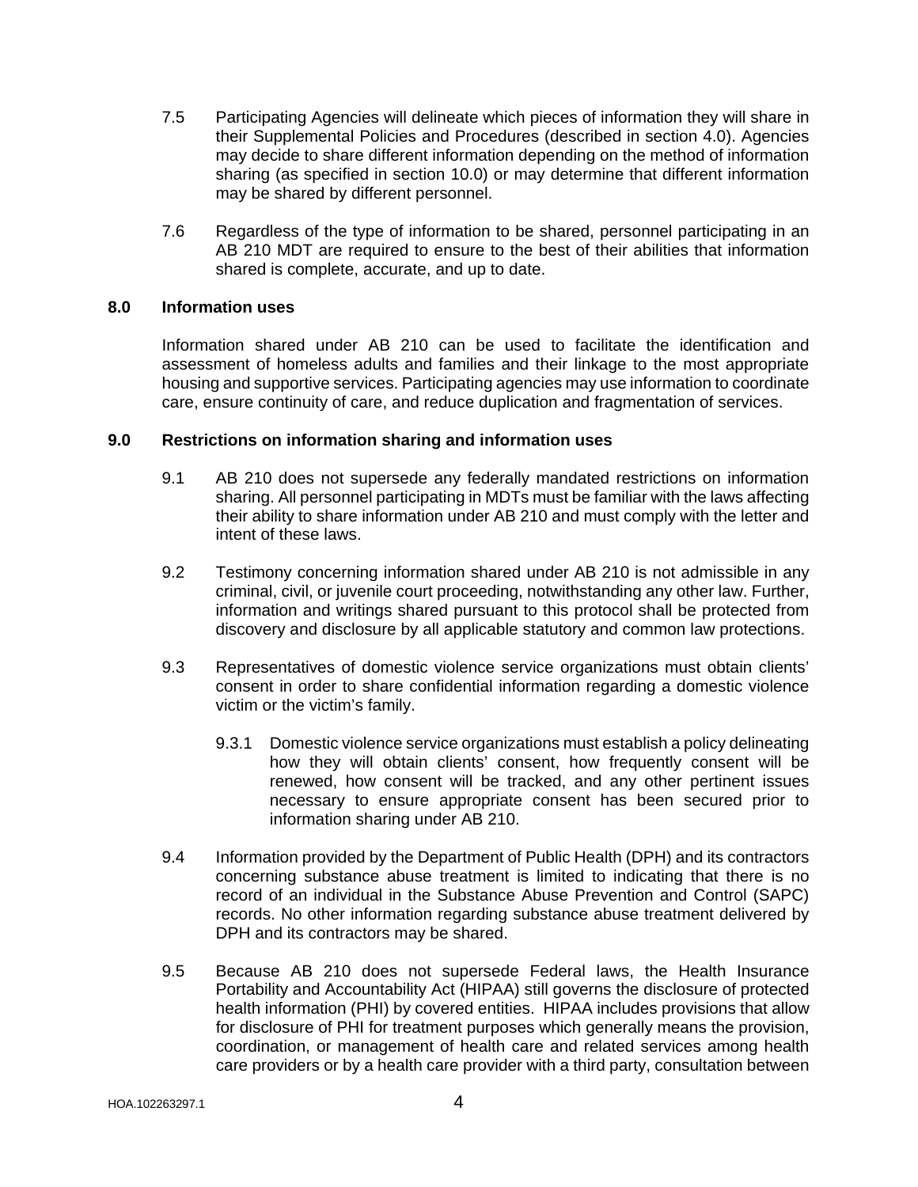7.5 Participating Agencies will delineate which pieces of information they will share in their Supplemental Policies and Procedures (described in section 4.0). Agencies may decide to share different information depending on the method of information sharing (as specified in section 10.0) or may determine that different information may be shared by different personnel.

7.6 Regardless of the type of information to be shared, personnel participating in an AB 210 MDT are required to ensure to the best of their abilities that information shared is complete, accurate, and up to date.

## 8.0 Information uses

Information shared under AB 210 can be used to facilitate the identification and assessment of homeless adults and families and their linkage to the most appropriate housing and supportive services. Participating agencies may use information to coordinate care, ensure continuity of care, and reduce duplication and fragmentation of services.

## 9.0 Restrictions on information sharing and information uses

9.1 AB 210 does not supersede any federally mandated restrictions on information sharing. All personnel participating in MDTs must be familiar with the laws affecting their ability to share information under AB 210 and must comply with the letter and intent of these laws.

9.2 Testimony concerning information shared under AB 210 is not admissible in any criminal, civil, or juvenile court proceeding, notwithstanding any other law. Further, information and writings shared pursuant to this protocol shall be protected from discovery and disclosure by all applicable statutory and common law protections.

9.3 Representatives of domestic violence service organizations must obtain clients' consent in order to share confidential information regarding a domestic violence victim or the victim's family.

9.3.1 Domestic violence service organizations must establish a policy delineating how they will obtain clients' consent, how frequently consent will be renewed, how consent will be tracked, and any other pertinent issues necessary to ensure appropriate consent has been secured prior to information sharing under AB 210.

9.4 Information provided by the Department of Public Health (DPH) and its contractors concerning substance abuse treatment is limited to indicating that there is no record of an individual in the Substance Abuse Prevention and Control (SAPC) records. No other information regarding substance abuse treatment delivered by DPH and its contractors may be shared.

9.5 Because AB 210 does not supersede Federal laws, the Health Insurance Portability and Accountability Act (HIPAA) still governs the disclosure of protected health information (PHI) by covered entities. HIPAA includes provisions that allow for disclosure of PHI for treatment purposes which generally means the provision, coordination, or management of health care and related services among health care providers or by a health care provider with a third party, consultation between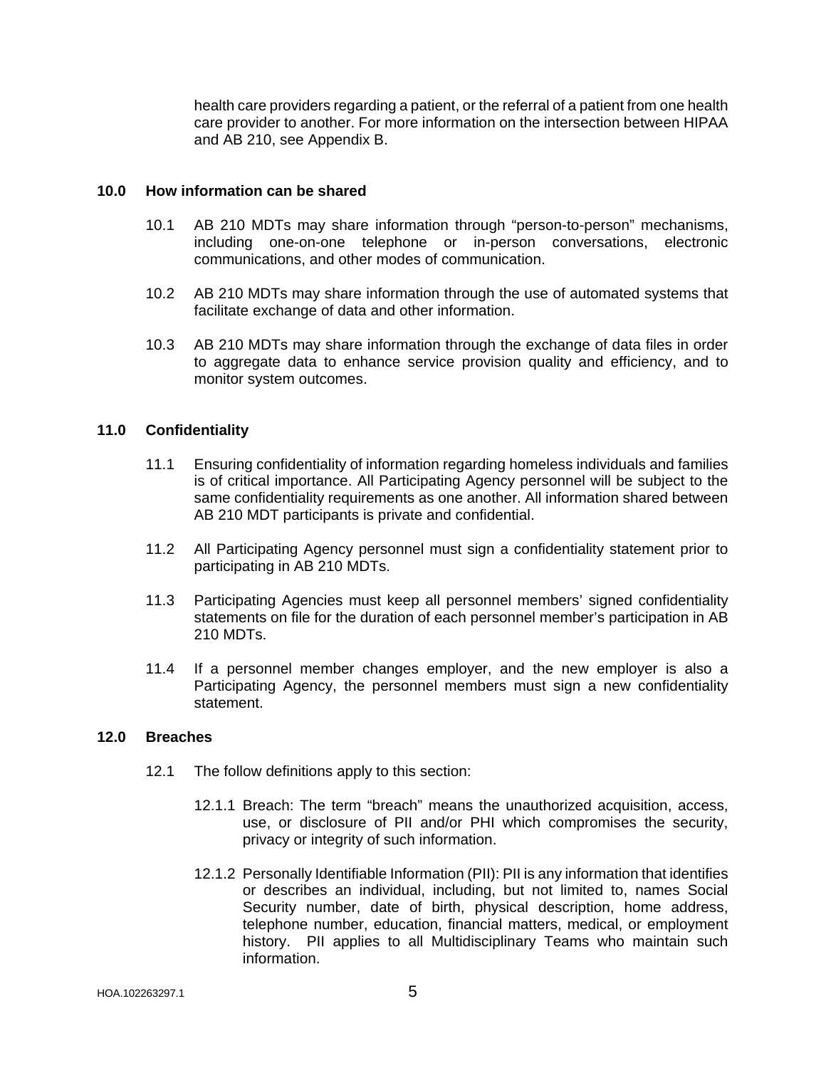health care providers regarding a patient, or the referral of a patient from one health care provider to another. For more information on the intersection between HIPAA and AB 210, see Appendix B.

## 10.0 How information can be shared

10.1 AB 210 MDTs may share information through “person-to-person” mechanisms, including one-on-one telephone or in-person conversations, electronic communications, and other modes of communication.

10.2 AB 210 MDTs may share information through the use of automated systems that facilitate exchange of data and other information.

10.3 AB 210 MDTs may share information through the exchange of data files in order to aggregate data to enhance service provision quality and efficiency, and to monitor system outcomes.

## 11.0 Confidentiality

11.1 Ensuring confidentiality of information regarding homeless individuals and families is of critical importance. All Participating Agency personnel will be subject to the same confidentiality requirements as one another. All information shared between AB 210 MDT participants is private and confidential.

11.2 All Participating Agency personnel must sign a confidentiality statement prior to participating in AB 210 MDTs.

11.3 Participating Agencies must keep all personnel members’ signed confidentiality statements on file for the duration of each personnel member’s participation in AB 210 MDTs.

11.4 If a personnel member changes employer, and the new employer is also a Participating Agency, the personnel members must sign a new confidentiality statement.

## 12.0 Breaches

12.1 The follow definitions apply to this section:

12.1.1 Breach: The term “breach” means the unauthorized acquisition, access, use, or disclosure of PII and/or PHI which compromises the security, privacy or integrity of such information.

12.1.2 Personally Identifiable Information (PII): PII is any information that identifies or describes an individual, including, but not limited to, names Social Security number, date of birth, physical description, home address, telephone number, education, financial matters, medical, or employment history. PII applies to all Multidisciplinary Teams who maintain such information.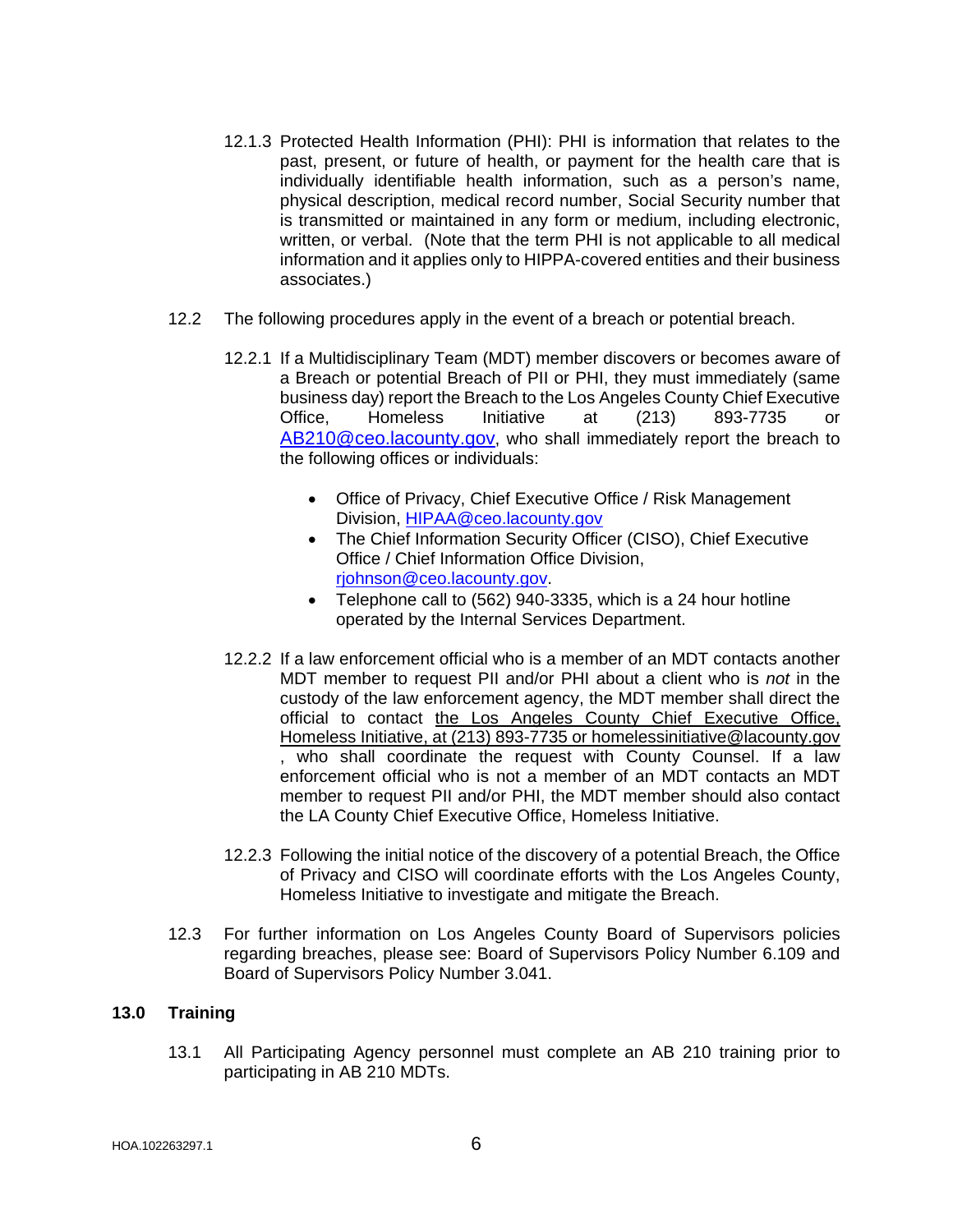12.1.3 Protected Health Information (PHI): PHI is information that relates to the past, present, or future of health, or payment for the health care that is individually identifiable health information, such as a person's name, physical description, medical record number, Social Security number that is transmitted or maintained in any form or medium, including electronic, written, or verbal. (Note that the term PHI is not applicable to all medical information and it applies only to HIPPA-covered entities and their business associates.)

12.2 The following procedures apply in the event of a breach or potential breach.

12.2.1 If a Multidisciplinary Team (MDT) member discovers or becomes aware of a Breach or potential Breach of PII or PHI, they must immediately (same business day) report the Breach to the Los Angeles County Chief Executive Office, Homeless Initiative at (213) 893-7735 or AB210@ceo.lacounty.gov, who shall immediately report the breach to the following offices or individuals:

- Office of Privacy, Chief Executive Office / Risk Management Division, HIPAA@ceo.lacounty.gov
- The Chief Information Security Officer (CISO), Chief Executive Office / Chief Information Office Division, rjohnson@ceo.lacounty.gov.
- Telephone call to (562) 940-3335, which is a 24 hour hotline operated by the Internal Services Department.

12.2.2 If a law enforcement official who is a member of an MDT contacts another MDT member to request PII and/or PHI about a client who is *not* in the custody of the law enforcement agency, the MDT member shall direct the official to contact <u>the Los Angeles County Chief Executive Office, Homeless Initiative, at (213) 893-7735 or homelessinitiative@lacounty.gov</u>, who shall coordinate the request with County Counsel. If a law enforcement official who is not a member of an MDT contacts an MDT member to request PII and/or PHI, the MDT member should also contact the LA County Chief Executive Office, Homeless Initiative.

12.2.3 Following the initial notice of the discovery of a potential Breach, the Office of Privacy and CISO will coordinate efforts with the Los Angeles County, Homeless Initiative to investigate and mitigate the Breach.

12.3 For further information on Los Angeles County Board of Supervisors policies regarding breaches, please see: Board of Supervisors Policy Number 6.109 and Board of Supervisors Policy Number 3.041.

## 13.0 Training

13.1 All Participating Agency personnel must complete an AB 210 training prior to participating in AB 210 MDTs.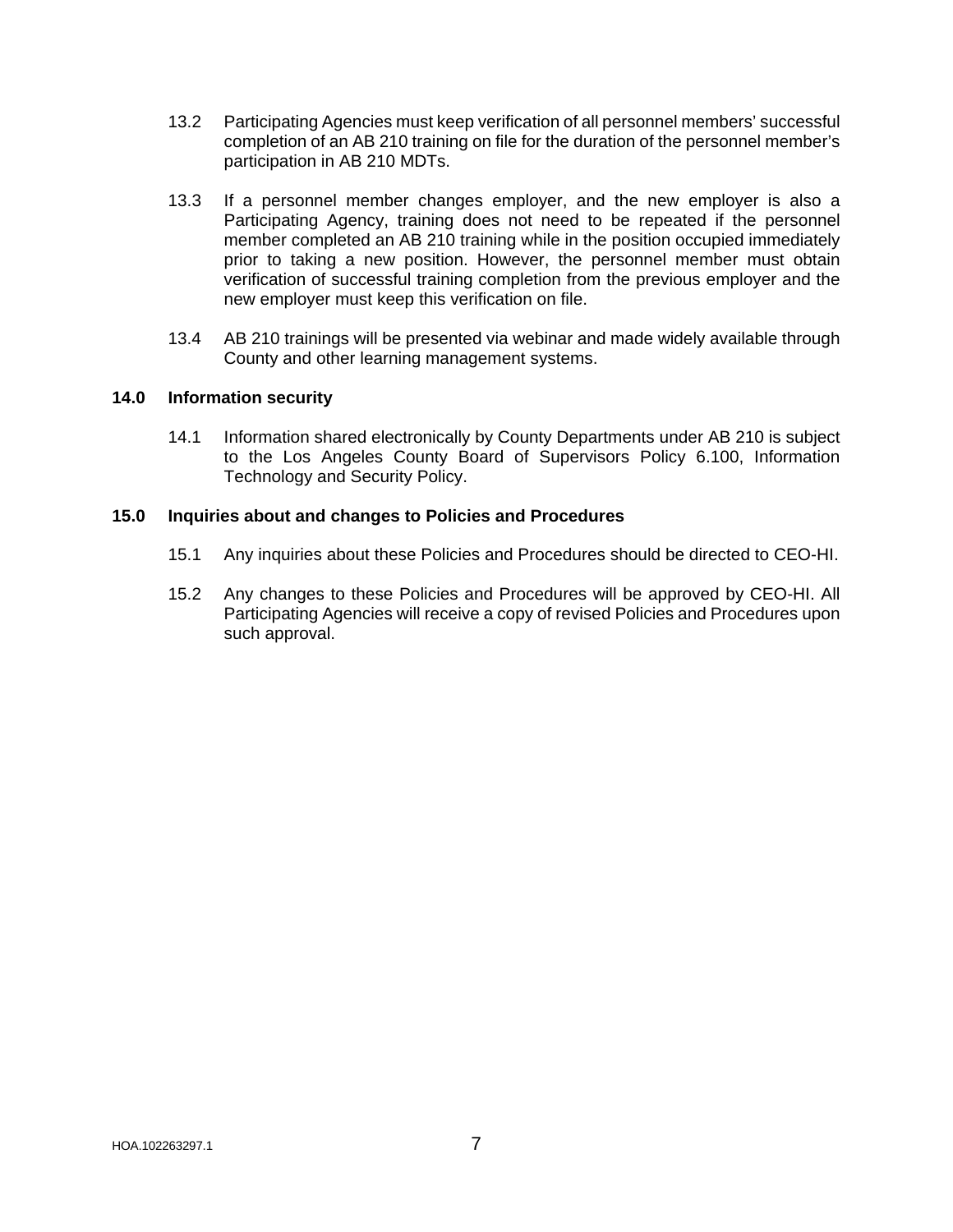13.2 Participating Agencies must keep verification of all personnel members' successful completion of an AB 210 training on file for the duration of the personnel member's participation in AB 210 MDTs.

13.3 If a personnel member changes employer, and the new employer is also a Participating Agency, training does not need to be repeated if the personnel member completed an AB 210 training while in the position occupied immediately prior to taking a new position. However, the personnel member must obtain verification of successful training completion from the previous employer and the new employer must keep this verification on file.

13.4 AB 210 trainings will be presented via webinar and made widely available through County and other learning management systems.

## 14.0 Information security

14.1 Information shared electronically by County Departments under AB 210 is subject to the Los Angeles County Board of Supervisors Policy 6.100, Information Technology and Security Policy.

## 15.0 Inquiries about and changes to Policies and Procedures

15.1 Any inquiries about these Policies and Procedures should be directed to CEO-HI.

15.2 Any changes to these Policies and Procedures will be approved by CEO-HI. All Participating Agencies will receive a copy of revised Policies and Procedures upon such approval.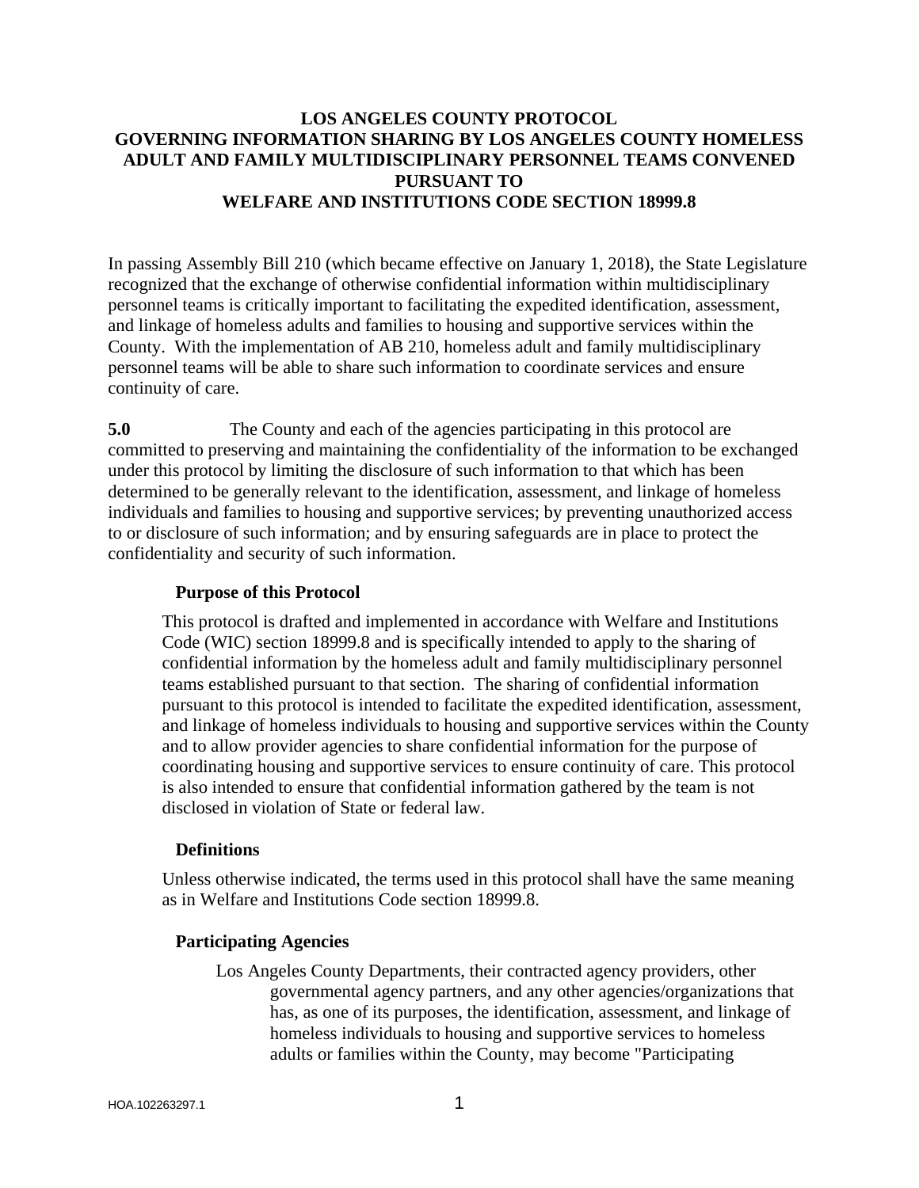# LOS ANGELES COUNTY PROTOCOL
# GOVERNING INFORMATION SHARING BY LOS ANGELES COUNTY HOMELESS ADULT AND FAMILY MULTIDISCIPLINARY PERSONNEL TEAMS CONVENED PURSUANT TO WELFARE AND INSTITUTIONS CODE SECTION 18999.8

In passing Assembly Bill 210 (which became effective on January 1, 2018), the State Legislature recognized that the exchange of otherwise confidential information within multidisciplinary personnel teams is critically important to facilitating the expedited identification, assessment, and linkage of homeless adults and families to housing and supportive services within the County. With the implementation of AB 210, homeless adult and family multidisciplinary personnel teams will be able to share such information to coordinate services and ensure continuity of care.

**5.0** The County and each of the agencies participating in this protocol are committed to preserving and maintaining the confidentiality of the information to be exchanged under this protocol by limiting the disclosure of such information to that which has been determined to be generally relevant to the identification, assessment, and linkage of homeless individuals and families to housing and supportive services; by preventing unauthorized access to or disclosure of such information; and by ensuring safeguards are in place to protect the confidentiality and security of such information.

**Purpose of this Protocol**

This protocol is drafted and implemented in accordance with Welfare and Institutions Code (WIC) section 18999.8 and is specifically intended to apply to the sharing of confidential information by the homeless adult and family multidisciplinary personnel teams established pursuant to that section. The sharing of confidential information pursuant to this protocol is intended to facilitate the expedited identification, assessment, and linkage of homeless individuals to housing and supportive services within the County and to allow provider agencies to share confidential information for the purpose of coordinating housing and supportive services to ensure continuity of care. This protocol is also intended to ensure that confidential information gathered by the team is not disclosed in violation of State or federal law.

**Definitions**

Unless otherwise indicated, the terms used in this protocol shall have the same meaning as in Welfare and Institutions Code section 18999.8.

**Participating Agencies**

Los Angeles County Departments, their contracted agency providers, other governmental agency partners, and any other agencies/organizations that has, as one of its purposes, the identification, assessment, and linkage of homeless individuals to housing and supportive services to homeless adults or families within the County, may become "Participating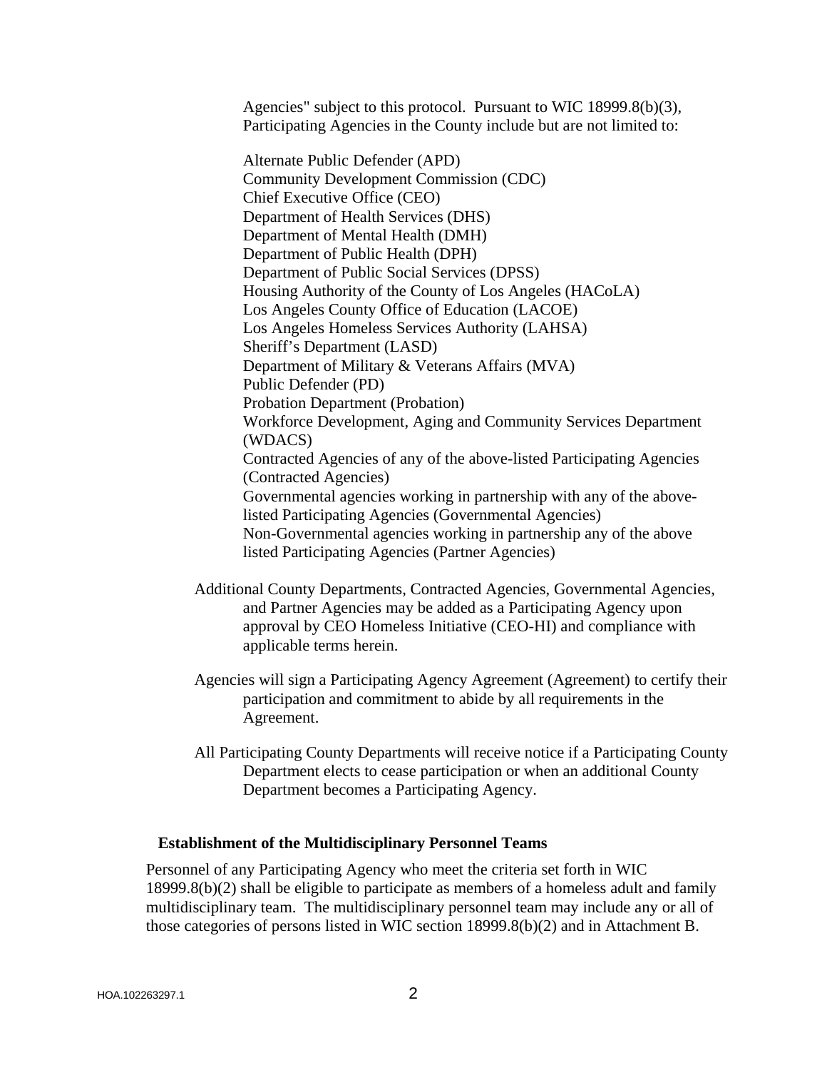Agencies" subject to this protocol. Pursuant to WIC 18999.8(b)(3), Participating Agencies in the County include but are not limited to:

Alternate Public Defender (APD)
Community Development Commission (CDC)
Chief Executive Office (CEO)
Department of Health Services (DHS)
Department of Mental Health (DMH)
Department of Public Health (DPH)
Department of Public Social Services (DPSS)
Housing Authority of the County of Los Angeles (HACoLA)
Los Angeles County Office of Education (LACOE)
Los Angeles Homeless Services Authority (LAHSA)
Sheriff's Department (LASD)
Department of Military & Veterans Affairs (MVA)
Public Defender (PD)
Probation Department (Probation)
Workforce Development, Aging and Community Services Department (WDACS)
Contracted Agencies of any of the above-listed Participating Agencies (Contracted Agencies)
Governmental agencies working in partnership with any of the above-listed Participating Agencies (Governmental Agencies)
Non-Governmental agencies working in partnership any of the above listed Participating Agencies (Partner Agencies)

Additional County Departments, Contracted Agencies, Governmental Agencies, and Partner Agencies may be added as a Participating Agency upon approval by CEO Homeless Initiative (CEO-HI) and compliance with applicable terms herein.

Agencies will sign a Participating Agency Agreement (Agreement) to certify their participation and commitment to abide by all requirements in the Agreement.

All Participating County Departments will receive notice if a Participating County Department elects to cease participation or when an additional County Department becomes a Participating Agency.

**Establishment of the Multidisciplinary Personnel Teams**

Personnel of any Participating Agency who meet the criteria set forth in WIC 18999.8(b)(2) shall be eligible to participate as members of a homeless adult and family multidisciplinary team. The multidisciplinary personnel team may include any or all of those categories of persons listed in WIC section 18999.8(b)(2) and in Attachment B.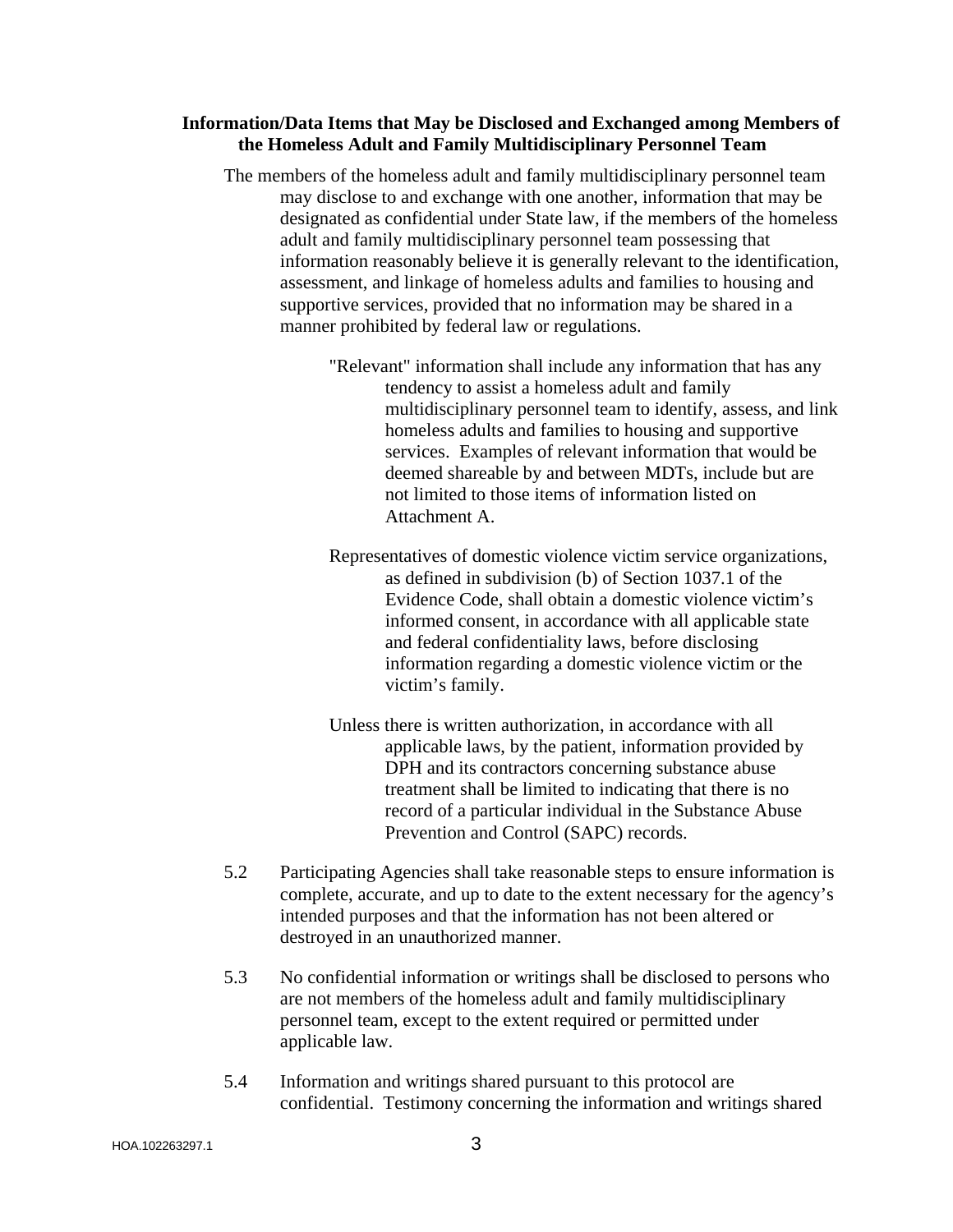**Information/Data Items that May be Disclosed and Exchanged among Members of the Homeless Adult and Family Multidisciplinary Personnel Team**

The members of the homeless adult and family multidisciplinary personnel team may disclose to and exchange with one another, information that may be designated as confidential under State law, if the members of the homeless adult and family multidisciplinary personnel team possessing that information reasonably believe it is generally relevant to the identification, assessment, and linkage of homeless adults and families to housing and supportive services, provided that no information may be shared in a manner prohibited by federal law or regulations.

"Relevant" information shall include any information that has any tendency to assist a homeless adult and family multidisciplinary personnel team to identify, assess, and link homeless adults and families to housing and supportive services. Examples of relevant information that would be deemed shareable by and between MDTs, include but are not limited to those items of information listed on Attachment A.

Representatives of domestic violence victim service organizations, as defined in subdivision (b) of Section 1037.1 of the Evidence Code, shall obtain a domestic violence victim's informed consent, in accordance with all applicable state and federal confidentiality laws, before disclosing information regarding a domestic violence victim or the victim's family.

Unless there is written authorization, in accordance with all applicable laws, by the patient, information provided by DPH and its contractors concerning substance abuse treatment shall be limited to indicating that there is no record of a particular individual in the Substance Abuse Prevention and Control (SAPC) records.

5.2 Participating Agencies shall take reasonable steps to ensure information is complete, accurate, and up to date to the extent necessary for the agency's intended purposes and that the information has not been altered or destroyed in an unauthorized manner.

5.3 No confidential information or writings shall be disclosed to persons who are not members of the homeless adult and family multidisciplinary personnel team, except to the extent required or permitted under applicable law.

5.4 Information and writings shared pursuant to this protocol are confidential. Testimony concerning the information and writings shared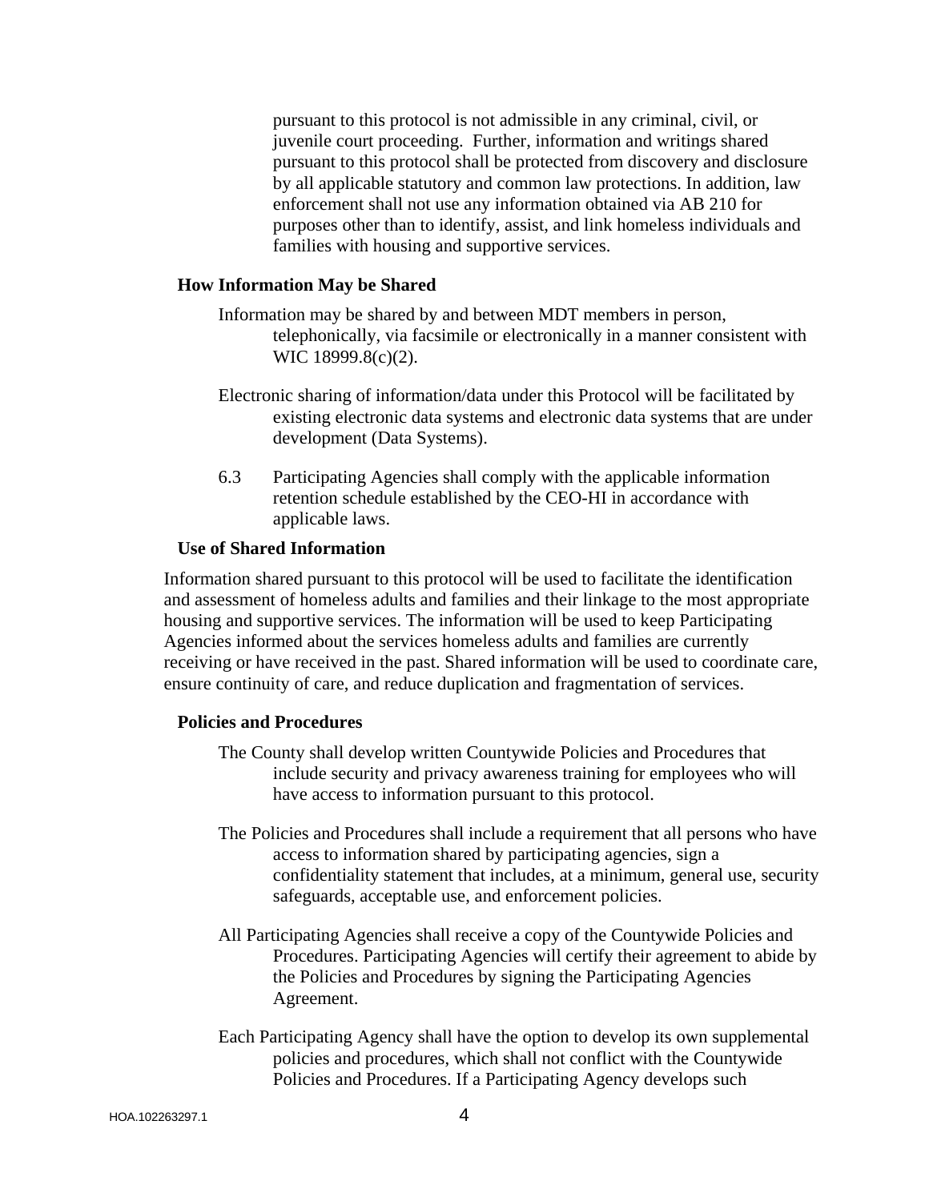pursuant to this protocol is not admissible in any criminal, civil, or juvenile court proceeding. Further, information and writings shared pursuant to this protocol shall be protected from discovery and disclosure by all applicable statutory and common law protections. In addition, law enforcement shall not use any information obtained via AB 210 for purposes other than to identify, assist, and link homeless individuals and families with housing and supportive services.

**How Information May be Shared**

Information may be shared by and between MDT members in person, telephonically, via facsimile or electronically in a manner consistent with WIC 18999.8(c)(2).

Electronic sharing of information/data under this Protocol will be facilitated by existing electronic data systems and electronic data systems that are under development (Data Systems).

6.3 Participating Agencies shall comply with the applicable information retention schedule established by the CEO-HI in accordance with applicable laws.

**Use of Shared Information**

Information shared pursuant to this protocol will be used to facilitate the identification and assessment of homeless adults and families and their linkage to the most appropriate housing and supportive services. The information will be used to keep Participating Agencies informed about the services homeless adults and families are currently receiving or have received in the past. Shared information will be used to coordinate care, ensure continuity of care, and reduce duplication and fragmentation of services.

**Policies and Procedures**

The County shall develop written Countywide Policies and Procedures that include security and privacy awareness training for employees who will have access to information pursuant to this protocol.

The Policies and Procedures shall include a requirement that all persons who have access to information shared by participating agencies, sign a confidentiality statement that includes, at a minimum, general use, security safeguards, acceptable use, and enforcement policies.

All Participating Agencies shall receive a copy of the Countywide Policies and Procedures. Participating Agencies will certify their agreement to abide by the Policies and Procedures by signing the Participating Agencies Agreement.

Each Participating Agency shall have the option to develop its own supplemental policies and procedures, which shall not conflict with the Countywide Policies and Procedures. If a Participating Agency develops such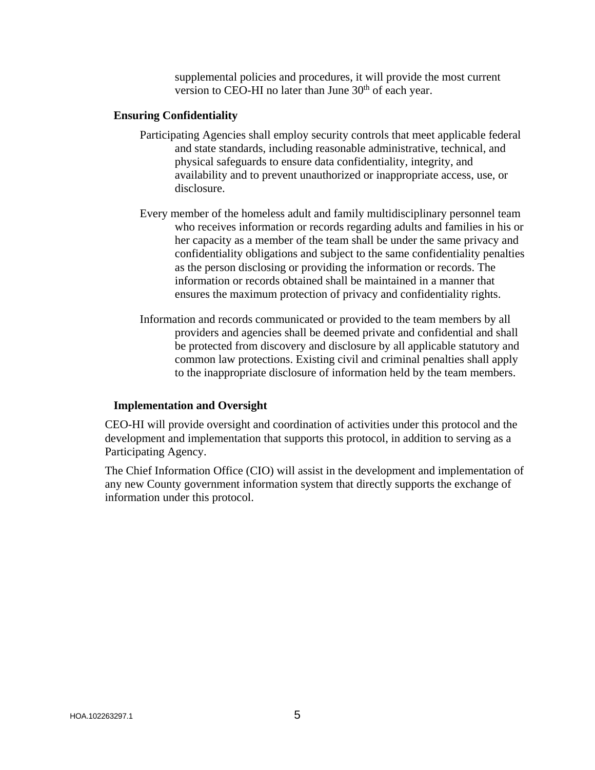supplemental policies and procedures, it will provide the most current version to CEO-HI no later than June 30th of each year.

**Ensuring Confidentiality**

Participating Agencies shall employ security controls that meet applicable federal and state standards, including reasonable administrative, technical, and physical safeguards to ensure data confidentiality, integrity, and availability and to prevent unauthorized or inappropriate access, use, or disclosure.

Every member of the homeless adult and family multidisciplinary personnel team who receives information or records regarding adults and families in his or her capacity as a member of the team shall be under the same privacy and confidentiality obligations and subject to the same confidentiality penalties as the person disclosing or providing the information or records. The information or records obtained shall be maintained in a manner that ensures the maximum protection of privacy and confidentiality rights.

Information and records communicated or provided to the team members by all providers and agencies shall be deemed private and confidential and shall be protected from discovery and disclosure by all applicable statutory and common law protections. Existing civil and criminal penalties shall apply to the inappropriate disclosure of information held by the team members.

**Implementation and Oversight**

CEO-HI will provide oversight and coordination of activities under this protocol and the development and implementation that supports this protocol, in addition to serving as a Participating Agency.

The Chief Information Office (CIO) will assist in the development and implementation of any new County government information system that directly supports the exchange of information under this protocol.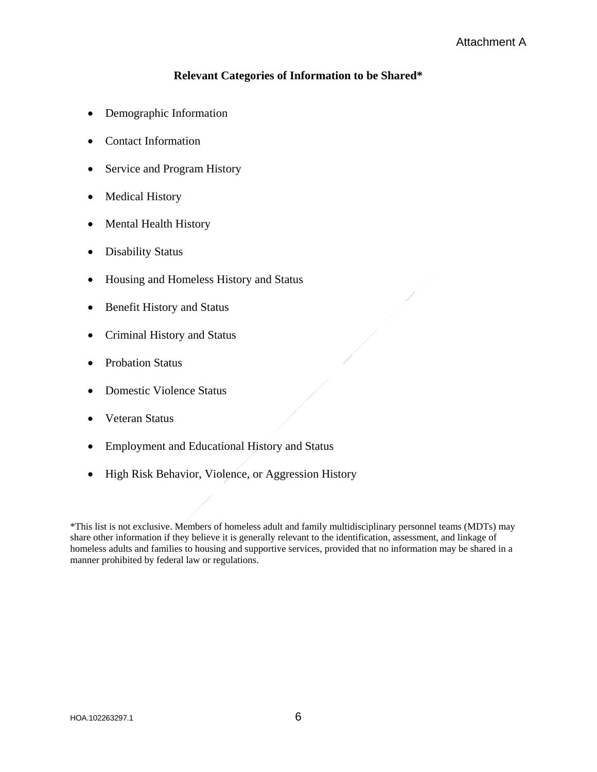Attachment A

## Relevant Categories of Information to be Shared*

- Demographic Information
- Contact Information
- Service and Program History
- Medical History
- Mental Health History
- Disability Status
- Housing and Homeless History and Status
- Benefit History and Status
- Criminal History and Status
- Probation Status
- Domestic Violence Status
- Veteran Status
- Employment and Educational History and Status
- High Risk Behavior, Violence, or Aggression History

*This list is not exclusive. Members of homeless adult and family multidisciplinary personnel teams (MDTs) may share other information if they believe it is generally relevant to the identification, assessment, and linkage of homeless adults and families to housing and supportive services, provided that no information may be shared in a manner prohibited by federal law or regulations.

HOA.102263297.1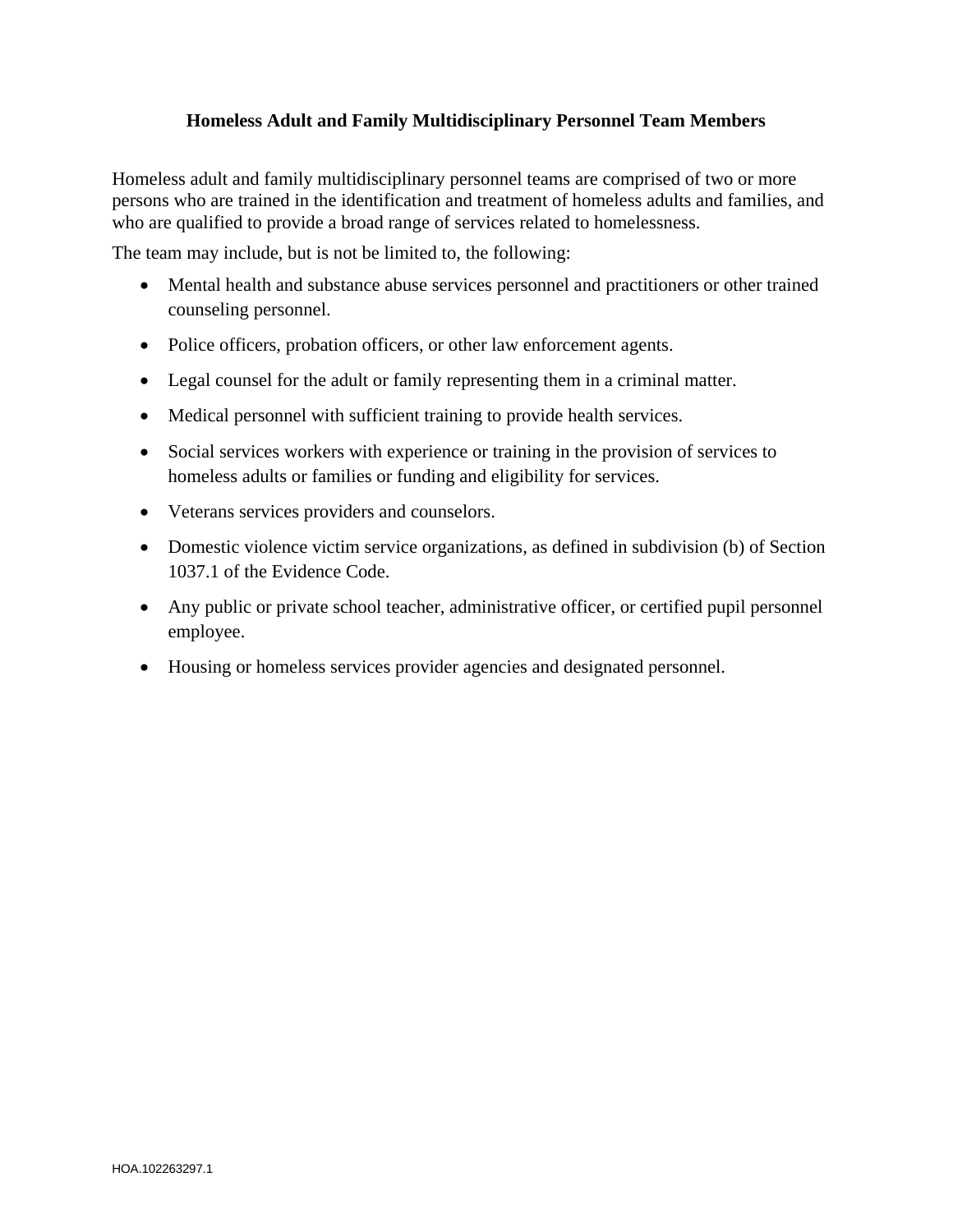**Homeless Adult and Family Multidisciplinary Personnel Team Members**

Homeless adult and family multidisciplinary personnel teams are comprised of two or more persons who are trained in the identification and treatment of homeless adults and families, and who are qualified to provide a broad range of services related to homelessness.

The team may include, but is not be limited to, the following:

- Mental health and substance abuse services personnel and practitioners or other trained counseling personnel.
- Police officers, probation officers, or other law enforcement agents.
- Legal counsel for the adult or family representing them in a criminal matter.
- Medical personnel with sufficient training to provide health services.
- Social services workers with experience or training in the provision of services to homeless adults or families or funding and eligibility for services.
- Veterans services providers and counselors.
- Domestic violence victim service organizations, as defined in subdivision (b) of Section 1037.1 of the Evidence Code.
- Any public or private school teacher, administrative officer, or certified pupil personnel employee.
- Housing or homeless services provider agencies and designated personnel.

HOA.102263297.1